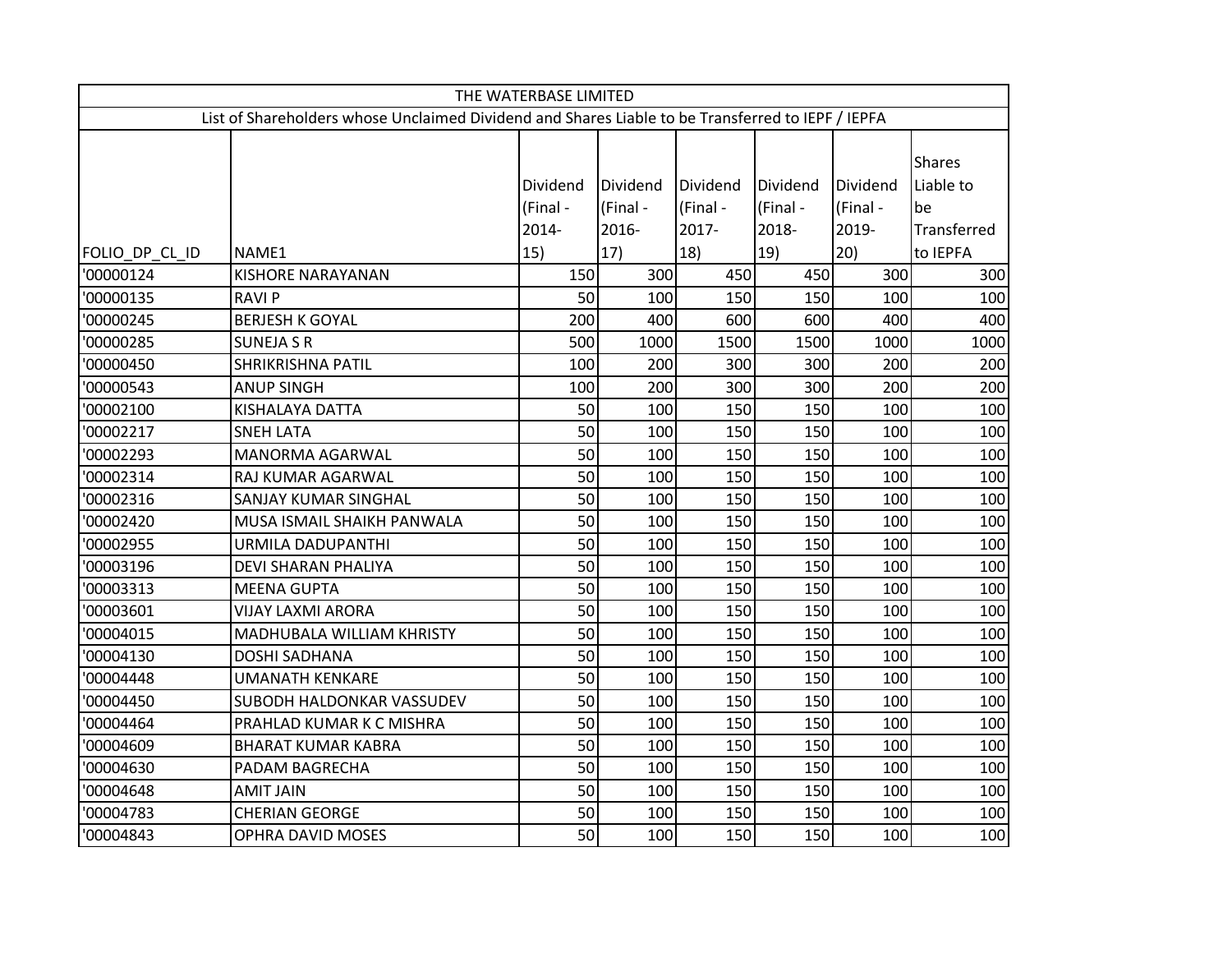| THE WATERBASE LIMITED | | | | | | | |
|---|---|---|---|---|---|---|---|
| List of Shareholders whose Unclaimed Dividend and Shares Liable to be Transferred to IEPF / IEPFA | | | | | | | |
| FOLIO_DP_CL_ID | NAME1 | Dividend (Final - 2014-15) | Dividend (Final - 2016-17) | Dividend (Final - 2017-18) | Dividend (Final - 2018-19) | Dividend (Final - 2019-20) | Shares Liable to be Transferred to IEPFA |
| '00000124 | KISHORE NARAYANAN | 150 | 300 | 450 | 450 | 300 | 300 |
| '00000135 | RAVI P | 50 | 100 | 150 | 150 | 100 | 100 |
| '00000245 | BERJESH K GOYAL | 200 | 400 | 600 | 600 | 400 | 400 |
| '00000285 | SUNEJA S R | 500 | 1000 | 1500 | 1500 | 1000 | 1000 |
| '00000450 | SHRIKRISHNA PATIL | 100 | 200 | 300 | 300 | 200 | 200 |
| '00000543 | ANUP SINGH | 100 | 200 | 300 | 300 | 200 | 200 |
| '00002100 | KISHALAYA DATTA | 50 | 100 | 150 | 150 | 100 | 100 |
| '00002217 | SNEH LATA | 50 | 100 | 150 | 150 | 100 | 100 |
| '00002293 | MANORMA AGARWAL | 50 | 100 | 150 | 150 | 100 | 100 |
| '00002314 | RAJ KUMAR AGARWAL | 50 | 100 | 150 | 150 | 100 | 100 |
| '00002316 | SANJAY KUMAR SINGHAL | 50 | 100 | 150 | 150 | 100 | 100 |
| '00002420 | MUSA ISMAIL SHAIKH PANWALA | 50 | 100 | 150 | 150 | 100 | 100 |
| '00002955 | URMILA DADUPANTHI | 50 | 100 | 150 | 150 | 100 | 100 |
| '00003196 | DEVI SHARAN PHALIYA | 50 | 100 | 150 | 150 | 100 | 100 |
| '00003313 | MEENA GUPTA | 50 | 100 | 150 | 150 | 100 | 100 |
| '00003601 | VIJAY LAXMI ARORA | 50 | 100 | 150 | 150 | 100 | 100 |
| '00004015 | MADHUBALA WILLIAM KHRISTY | 50 | 100 | 150 | 150 | 100 | 100 |
| '00004130 | DOSHI SADHANA | 50 | 100 | 150 | 150 | 100 | 100 |
| '00004448 | UMANATH KENKARE | 50 | 100 | 150 | 150 | 100 | 100 |
| '00004450 | SUBODH HALDONKAR VASSUDEV | 50 | 100 | 150 | 150 | 100 | 100 |
| '00004464 | PRAHLAD KUMAR K C MISHRA | 50 | 100 | 150 | 150 | 100 | 100 |
| '00004609 | BHARAT KUMAR KABRA | 50 | 100 | 150 | 150 | 100 | 100 |
| '00004630 | PADAM BAGRECHA | 50 | 100 | 150 | 150 | 100 | 100 |
| '00004648 | AMIT JAIN | 50 | 100 | 150 | 150 | 100 | 100 |
| '00004783 | CHERIAN GEORGE | 50 | 100 | 150 | 150 | 100 | 100 |
| '00004843 | OPHRA DAVID MOSES | 50 | 100 | 150 | 150 | 100 | 100 |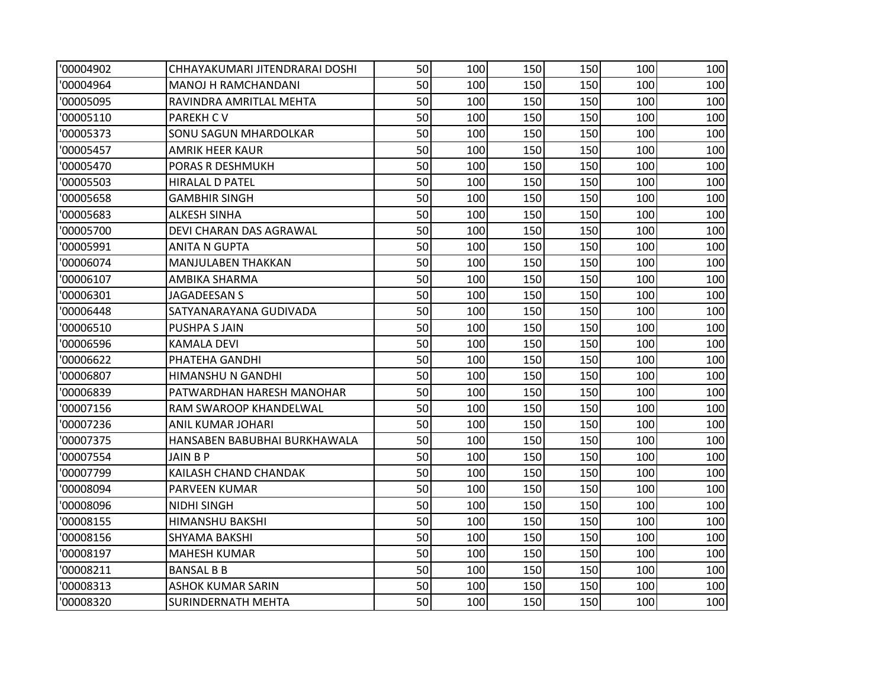| | | | | | | | |
|---|---|---|---|---|---|---|---|
| '00004902 | CHHAYAKUMARI JITENDRARAI DOSHI | 50 | 100 | 150 | 150 | 100 | 100 |
| '00004964 | MANOJ H RAMCHANDANI | 50 | 100 | 150 | 150 | 100 | 100 |
| '00005095 | RAVINDRA AMRITLAL MEHTA | 50 | 100 | 150 | 150 | 100 | 100 |
| '00005110 | PAREKH C V | 50 | 100 | 150 | 150 | 100 | 100 |
| '00005373 | SONU SAGUN MHARDOLKAR | 50 | 100 | 150 | 150 | 100 | 100 |
| '00005457 | AMRIK HEER KAUR | 50 | 100 | 150 | 150 | 100 | 100 |
| '00005470 | PORAS R DESHMUKH | 50 | 100 | 150 | 150 | 100 | 100 |
| '00005503 | HIRALAL D PATEL | 50 | 100 | 150 | 150 | 100 | 100 |
| '00005658 | GAMBHIR SINGH | 50 | 100 | 150 | 150 | 100 | 100 |
| '00005683 | ALKESH SINHA | 50 | 100 | 150 | 150 | 100 | 100 |
| '00005700 | DEVI CHARAN DAS AGRAWAL | 50 | 100 | 150 | 150 | 100 | 100 |
| '00005991 | ANITA N GUPTA | 50 | 100 | 150 | 150 | 100 | 100 |
| '00006074 | MANJULABEN THAKKAN | 50 | 100 | 150 | 150 | 100 | 100 |
| '00006107 | AMBIKA SHARMA | 50 | 100 | 150 | 150 | 100 | 100 |
| '00006301 | JAGADEESAN S | 50 | 100 | 150 | 150 | 100 | 100 |
| '00006448 | SATYANARAYANA GUDIVADA | 50 | 100 | 150 | 150 | 100 | 100 |
| '00006510 | PUSHPA S JAIN | 50 | 100 | 150 | 150 | 100 | 100 |
| '00006596 | KAMALA DEVI | 50 | 100 | 150 | 150 | 100 | 100 |
| '00006622 | PHATEHA GANDHI | 50 | 100 | 150 | 150 | 100 | 100 |
| '00006807 | HIMANSHU N GANDHI | 50 | 100 | 150 | 150 | 100 | 100 |
| '00006839 | PATWARDHAN HARESH MANOHAR | 50 | 100 | 150 | 150 | 100 | 100 |
| '00007156 | RAM SWAROOP KHANDELWAL | 50 | 100 | 150 | 150 | 100 | 100 |
| '00007236 | ANIL KUMAR JOHARI | 50 | 100 | 150 | 150 | 100 | 100 |
| '00007375 | HANSABEN BABUBHAI BURKHAWALA | 50 | 100 | 150 | 150 | 100 | 100 |
| '00007554 | JAIN B P | 50 | 100 | 150 | 150 | 100 | 100 |
| '00007799 | KAILASH CHAND CHANDAK | 50 | 100 | 150 | 150 | 100 | 100 |
| '00008094 | PARVEEN KUMAR | 50 | 100 | 150 | 150 | 100 | 100 |
| '00008096 | NIDHI SINGH | 50 | 100 | 150 | 150 | 100 | 100 |
| '00008155 | HIMANSHU BAKSHI | 50 | 100 | 150 | 150 | 100 | 100 |
| '00008156 | SHYAMA BAKSHI | 50 | 100 | 150 | 150 | 100 | 100 |
| '00008197 | MAHESH KUMAR | 50 | 100 | 150 | 150 | 100 | 100 |
| '00008211 | BANSAL B B | 50 | 100 | 150 | 150 | 100 | 100 |
| '00008313 | ASHOK KUMAR SARIN | 50 | 100 | 150 | 150 | 100 | 100 |
| '00008320 | SURINDERNATH MEHTA | 50 | 100 | 150 | 150 | 100 | 100 |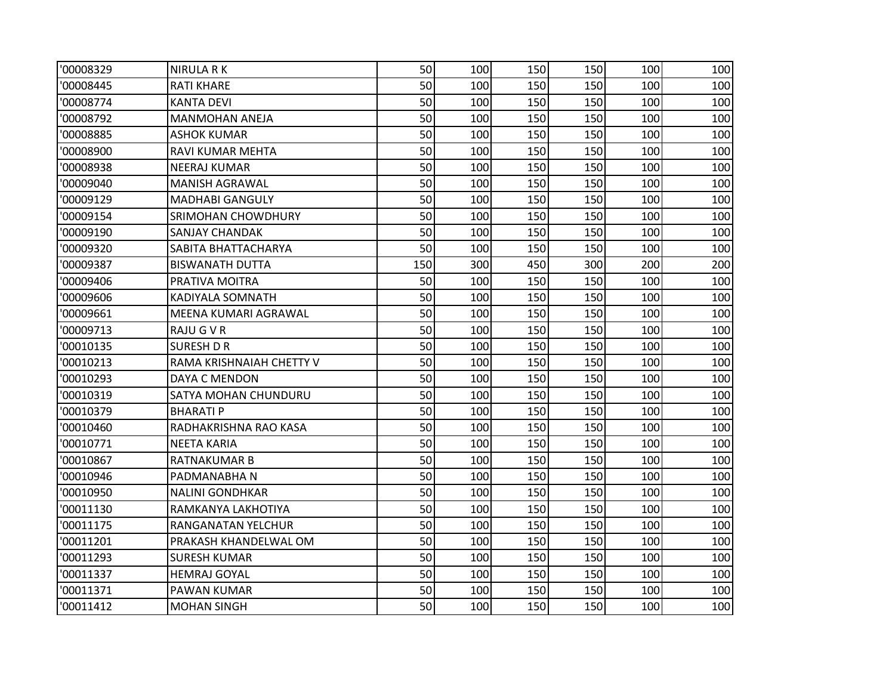| | | | | | | | |
|---|---|---|---|---|---|---|---|
| '00008329 | NIRULA R K | 50 | 100 | 150 | 150 | 100 | 100 |
| '00008445 | RATI KHARE | 50 | 100 | 150 | 150 | 100 | 100 |
| '00008774 | KANTA DEVI | 50 | 100 | 150 | 150 | 100 | 100 |
| '00008792 | MANMOHAN ANEJA | 50 | 100 | 150 | 150 | 100 | 100 |
| '00008885 | ASHOK KUMAR | 50 | 100 | 150 | 150 | 100 | 100 |
| '00008900 | RAVI KUMAR MEHTA | 50 | 100 | 150 | 150 | 100 | 100 |
| '00008938 | NEERAJ KUMAR | 50 | 100 | 150 | 150 | 100 | 100 |
| '00009040 | MANISH AGRAWAL | 50 | 100 | 150 | 150 | 100 | 100 |
| '00009129 | MADHABI GANGULY | 50 | 100 | 150 | 150 | 100 | 100 |
| '00009154 | SRIMOHAN CHOWDHURY | 50 | 100 | 150 | 150 | 100 | 100 |
| '00009190 | SANJAY CHANDAK | 50 | 100 | 150 | 150 | 100 | 100 |
| '00009320 | SABITA BHATTACHARYA | 50 | 100 | 150 | 150 | 100 | 100 |
| '00009387 | BISWANATH DUTTA | 150 | 300 | 450 | 300 | 200 | 200 |
| '00009406 | PRATIVA MOITRA | 50 | 100 | 150 | 150 | 100 | 100 |
| '00009606 | KADIYALA SOMNATH | 50 | 100 | 150 | 150 | 100 | 100 |
| '00009661 | MEENA KUMARI AGRAWAL | 50 | 100 | 150 | 150 | 100 | 100 |
| '00009713 | RAJU G V R | 50 | 100 | 150 | 150 | 100 | 100 |
| '00010135 | SURESH D R | 50 | 100 | 150 | 150 | 100 | 100 |
| '00010213 | RAMA KRISHNAIAH CHETTY V | 50 | 100 | 150 | 150 | 100 | 100 |
| '00010293 | DAYA C MENDON | 50 | 100 | 150 | 150 | 100 | 100 |
| '00010319 | SATYA MOHAN CHUNDURU | 50 | 100 | 150 | 150 | 100 | 100 |
| '00010379 | BHARATI P | 50 | 100 | 150 | 150 | 100 | 100 |
| '00010460 | RADHAKRISHNA RAO KASA | 50 | 100 | 150 | 150 | 100 | 100 |
| '00010771 | NEETA KARIA | 50 | 100 | 150 | 150 | 100 | 100 |
| '00010867 | RATNAKUMAR B | 50 | 100 | 150 | 150 | 100 | 100 |
| '00010946 | PADMANABHA N | 50 | 100 | 150 | 150 | 100 | 100 |
| '00010950 | NALINI GONDHKAR | 50 | 100 | 150 | 150 | 100 | 100 |
| '00011130 | RAMKANYA LAKHOTIYA | 50 | 100 | 150 | 150 | 100 | 100 |
| '00011175 | RANGANATAN YELCHUR | 50 | 100 | 150 | 150 | 100 | 100 |
| '00011201 | PRAKASH KHANDELWAL OM | 50 | 100 | 150 | 150 | 100 | 100 |
| '00011293 | SURESH KUMAR | 50 | 100 | 150 | 150 | 100 | 100 |
| '00011337 | HEMRAJ GOYAL | 50 | 100 | 150 | 150 | 100 | 100 |
| '00011371 | PAWAN KUMAR | 50 | 100 | 150 | 150 | 100 | 100 |
| '00011412 | MOHAN SINGH | 50 | 100 | 150 | 150 | 100 | 100 |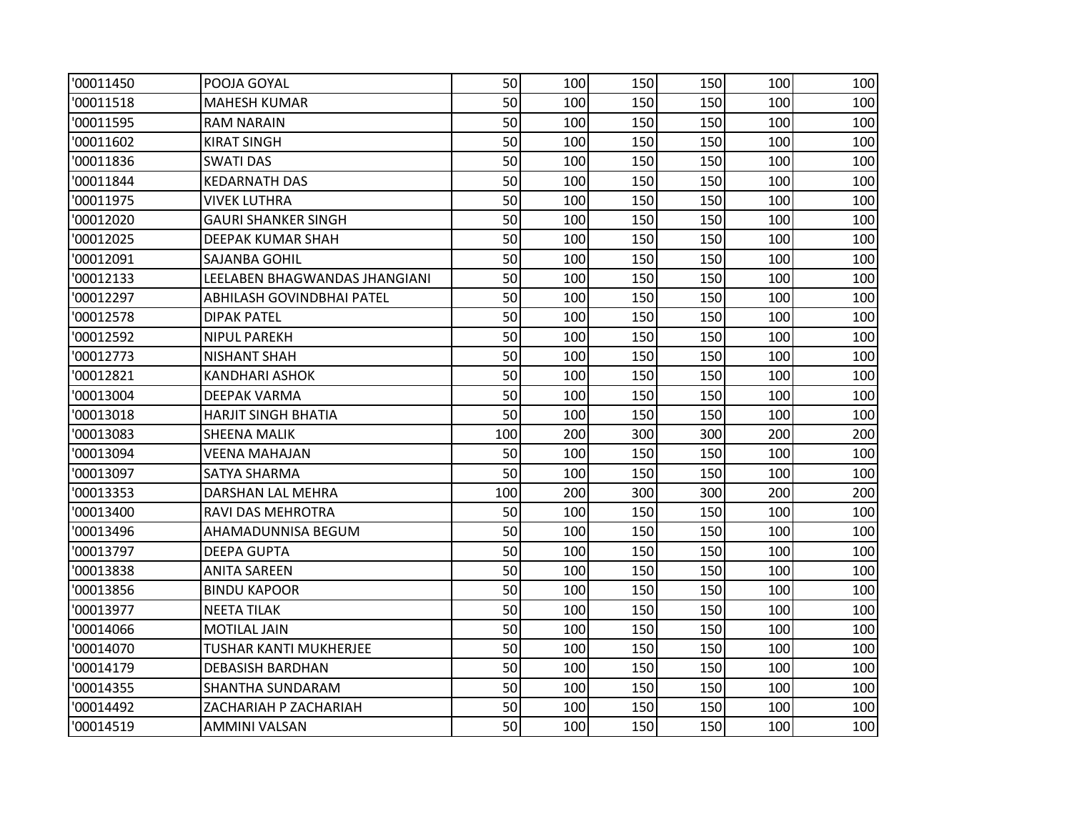| '00011450 | POOJA GOYAL | 50 | 100 | 150 | 150 | 100 | 100 |
|---|---|---|---|---|---|---|---|
| '00011518 | MAHESH KUMAR | 50 | 100 | 150 | 150 | 100 | 100 |
| '00011595 | RAM NARAIN | 50 | 100 | 150 | 150 | 100 | 100 |
| '00011602 | KIRAT SINGH | 50 | 100 | 150 | 150 | 100 | 100 |
| '00011836 | SWATI DAS | 50 | 100 | 150 | 150 | 100 | 100 |
| '00011844 | KEDARNATH DAS | 50 | 100 | 150 | 150 | 100 | 100 |
| '00011975 | VIVEK LUTHRA | 50 | 100 | 150 | 150 | 100 | 100 |
| '00012020 | GAURI SHANKER SINGH | 50 | 100 | 150 | 150 | 100 | 100 |
| '00012025 | DEEPAK KUMAR SHAH | 50 | 100 | 150 | 150 | 100 | 100 |
| '00012091 | SAJANBA GOHIL | 50 | 100 | 150 | 150 | 100 | 100 |
| '00012133 | LEELABEN BHAGWANDAS JHANGIANI | 50 | 100 | 150 | 150 | 100 | 100 |
| '00012297 | ABHILASH GOVINDBHAI PATEL | 50 | 100 | 150 | 150 | 100 | 100 |
| '00012578 | DIPAK PATEL | 50 | 100 | 150 | 150 | 100 | 100 |
| '00012592 | NIPUL PAREKH | 50 | 100 | 150 | 150 | 100 | 100 |
| '00012773 | NISHANT SHAH | 50 | 100 | 150 | 150 | 100 | 100 |
| '00012821 | KANDHARI ASHOK | 50 | 100 | 150 | 150 | 100 | 100 |
| '00013004 | DEEPAK VARMA | 50 | 100 | 150 | 150 | 100 | 100 |
| '00013018 | HARJIT SINGH BHATIA | 50 | 100 | 150 | 150 | 100 | 100 |
| '00013083 | SHEENA MALIK | 100 | 200 | 300 | 300 | 200 | 200 |
| '00013094 | VEENA MAHAJAN | 50 | 100 | 150 | 150 | 100 | 100 |
| '00013097 | SATYA SHARMA | 50 | 100 | 150 | 150 | 100 | 100 |
| '00013353 | DARSHAN LAL MEHRA | 100 | 200 | 300 | 300 | 200 | 200 |
| '00013400 | RAVI DAS MEHROTRA | 50 | 100 | 150 | 150 | 100 | 100 |
| '00013496 | AHAMADUNNISA BEGUM | 50 | 100 | 150 | 150 | 100 | 100 |
| '00013797 | DEEPA GUPTA | 50 | 100 | 150 | 150 | 100 | 100 |
| '00013838 | ANITA SAREEN | 50 | 100 | 150 | 150 | 100 | 100 |
| '00013856 | BINDU KAPOOR | 50 | 100 | 150 | 150 | 100 | 100 |
| '00013977 | NEETA TILAK | 50 | 100 | 150 | 150 | 100 | 100 |
| '00014066 | MOTILAL JAIN | 50 | 100 | 150 | 150 | 100 | 100 |
| '00014070 | TUSHAR KANTI MUKHERJEE | 50 | 100 | 150 | 150 | 100 | 100 |
| '00014179 | DEBASISH BARDHAN | 50 | 100 | 150 | 150 | 100 | 100 |
| '00014355 | SHANTHA SUNDARAM | 50 | 100 | 150 | 150 | 100 | 100 |
| '00014492 | ZACHARIAH P ZACHARIAH | 50 | 100 | 150 | 150 | 100 | 100 |
| '00014519 | AMMINI VALSAN | 50 | 100 | 150 | 150 | 100 | 100 |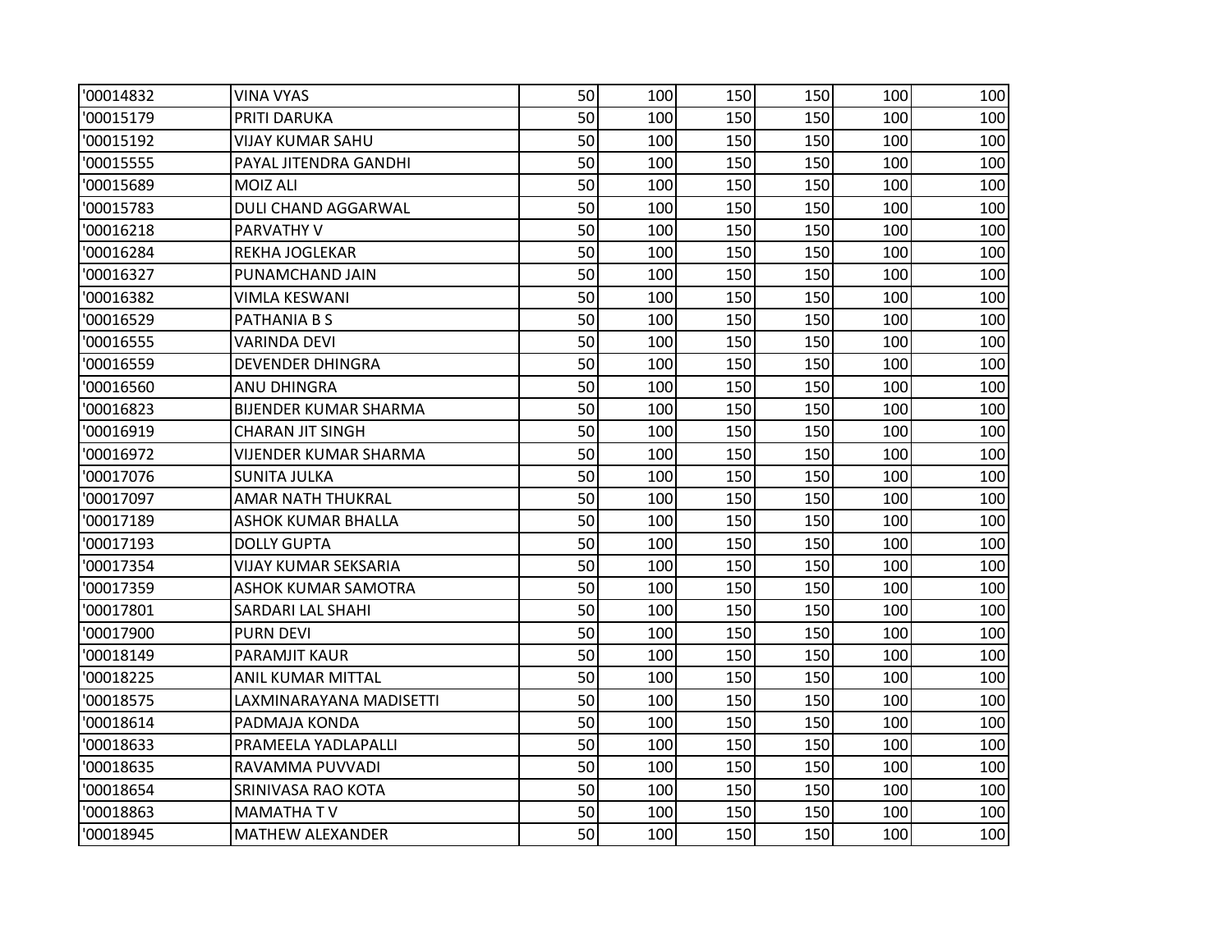| | | | | | | | |
|---|---|---|---|---|---|---|---|
| '00014832 | VINA VYAS | 50 | 100 | 150 | 150 | 100 | 100 |
| '00015179 | PRITI DARUKA | 50 | 100 | 150 | 150 | 100 | 100 |
| '00015192 | VIJAY KUMAR SAHU | 50 | 100 | 150 | 150 | 100 | 100 |
| '00015555 | PAYAL JITENDRA GANDHI | 50 | 100 | 150 | 150 | 100 | 100 |
| '00015689 | MOIZ ALI | 50 | 100 | 150 | 150 | 100 | 100 |
| '00015783 | DULI CHAND AGGARWAL | 50 | 100 | 150 | 150 | 100 | 100 |
| '00016218 | PARVATHY V | 50 | 100 | 150 | 150 | 100 | 100 |
| '00016284 | REKHA JOGLEKAR | 50 | 100 | 150 | 150 | 100 | 100 |
| '00016327 | PUNAMCHAND JAIN | 50 | 100 | 150 | 150 | 100 | 100 |
| '00016382 | VIMLA KESWANI | 50 | 100 | 150 | 150 | 100 | 100 |
| '00016529 | PATHANIA B S | 50 | 100 | 150 | 150 | 100 | 100 |
| '00016555 | VARINDA DEVI | 50 | 100 | 150 | 150 | 100 | 100 |
| '00016559 | DEVENDER DHINGRA | 50 | 100 | 150 | 150 | 100 | 100 |
| '00016560 | ANU DHINGRA | 50 | 100 | 150 | 150 | 100 | 100 |
| '00016823 | BIJENDER KUMAR SHARMA | 50 | 100 | 150 | 150 | 100 | 100 |
| '00016919 | CHARAN JIT SINGH | 50 | 100 | 150 | 150 | 100 | 100 |
| '00016972 | VIJENDER KUMAR SHARMA | 50 | 100 | 150 | 150 | 100 | 100 |
| '00017076 | SUNITA JULKA | 50 | 100 | 150 | 150 | 100 | 100 |
| '00017097 | AMAR NATH THUKRAL | 50 | 100 | 150 | 150 | 100 | 100 |
| '00017189 | ASHOK KUMAR BHALLA | 50 | 100 | 150 | 150 | 100 | 100 |
| '00017193 | DOLLY GUPTA | 50 | 100 | 150 | 150 | 100 | 100 |
| '00017354 | VIJAY KUMAR SEKSARIA | 50 | 100 | 150 | 150 | 100 | 100 |
| '00017359 | ASHOK KUMAR SAMOTRA | 50 | 100 | 150 | 150 | 100 | 100 |
| '00017801 | SARDARI LAL SHAHI | 50 | 100 | 150 | 150 | 100 | 100 |
| '00017900 | PURN DEVI | 50 | 100 | 150 | 150 | 100 | 100 |
| '00018149 | PARAMJIT KAUR | 50 | 100 | 150 | 150 | 100 | 100 |
| '00018225 | ANIL KUMAR MITTAL | 50 | 100 | 150 | 150 | 100 | 100 |
| '00018575 | LAXMINARAYANA MADISETTI | 50 | 100 | 150 | 150 | 100 | 100 |
| '00018614 | PADMAJA KONDA | 50 | 100 | 150 | 150 | 100 | 100 |
| '00018633 | PRAMEELA YADLAPALLI | 50 | 100 | 150 | 150 | 100 | 100 |
| '00018635 | RAVAMMA PUVVADI | 50 | 100 | 150 | 150 | 100 | 100 |
| '00018654 | SRINIVASA RAO KOTA | 50 | 100 | 150 | 150 | 100 | 100 |
| '00018863 | MAMATHA T V | 50 | 100 | 150 | 150 | 100 | 100 |
| '00018945 | MATHEW ALEXANDER | 50 | 100 | 150 | 150 | 100 | 100 |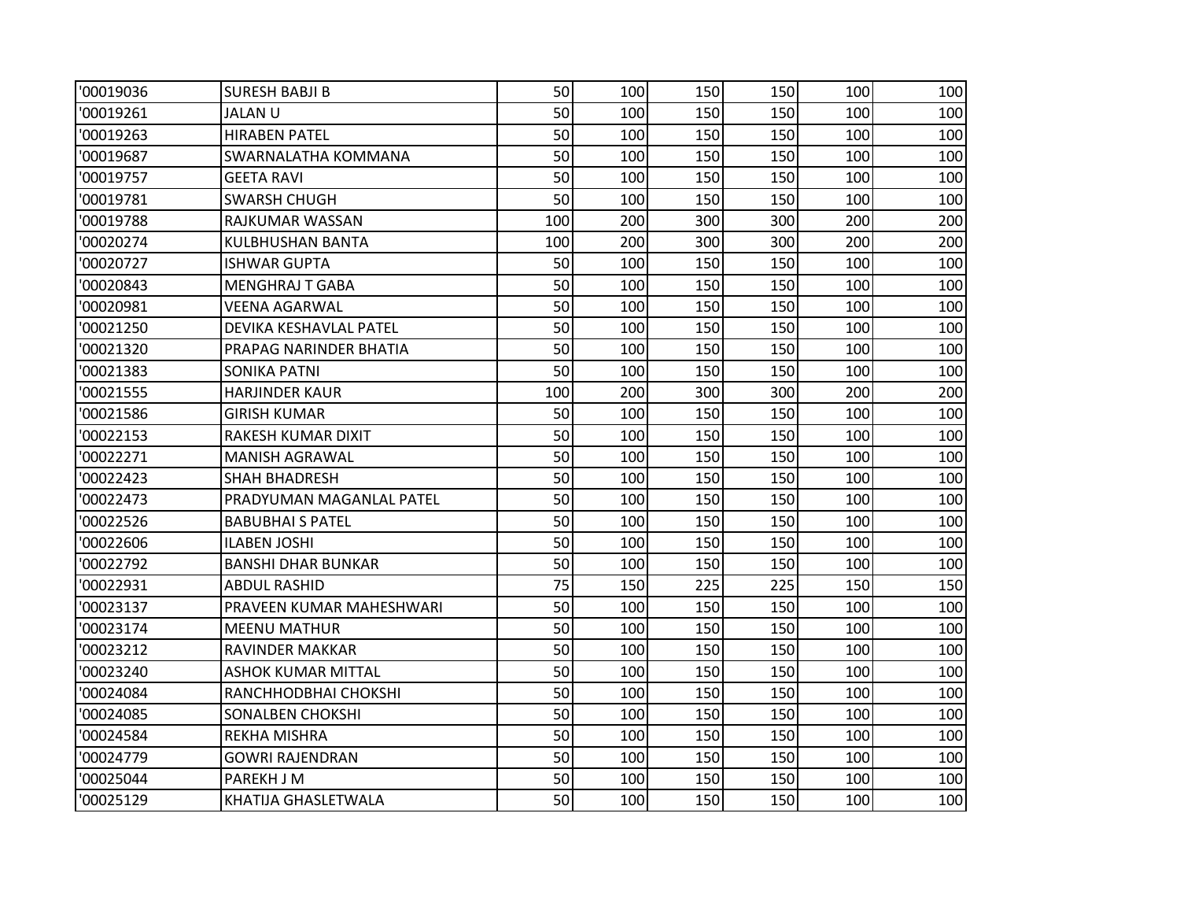| | | | | | | | |
|---|---|---|---|---|---|---|---|
| '00019036 | SURESH BABJI B | 50 | 100 | 150 | 150 | 100 | 100 |
| '00019261 | JALAN U | 50 | 100 | 150 | 150 | 100 | 100 |
| '00019263 | HIRABEN PATEL | 50 | 100 | 150 | 150 | 100 | 100 |
| '00019687 | SWARNALATHA KOMMANA | 50 | 100 | 150 | 150 | 100 | 100 |
| '00019757 | GEETA RAVI | 50 | 100 | 150 | 150 | 100 | 100 |
| '00019781 | SWARSH CHUGH | 50 | 100 | 150 | 150 | 100 | 100 |
| '00019788 | RAJKUMAR WASSAN | 100 | 200 | 300 | 300 | 200 | 200 |
| '00020274 | KULBHUSHAN BANTA | 100 | 200 | 300 | 300 | 200 | 200 |
| '00020727 | ISHWAR GUPTA | 50 | 100 | 150 | 150 | 100 | 100 |
| '00020843 | MENGHRAJ T GABA | 50 | 100 | 150 | 150 | 100 | 100 |
| '00020981 | VEENA AGARWAL | 50 | 100 | 150 | 150 | 100 | 100 |
| '00021250 | DEVIKA KESHAVLAL PATEL | 50 | 100 | 150 | 150 | 100 | 100 |
| '00021320 | PRAPAG NARINDER BHATIA | 50 | 100 | 150 | 150 | 100 | 100 |
| '00021383 | SONIKA PATNI | 50 | 100 | 150 | 150 | 100 | 100 |
| '00021555 | HARJINDER KAUR | 100 | 200 | 300 | 300 | 200 | 200 |
| '00021586 | GIRISH KUMAR | 50 | 100 | 150 | 150 | 100 | 100 |
| '00022153 | RAKESH KUMAR DIXIT | 50 | 100 | 150 | 150 | 100 | 100 |
| '00022271 | MANISH AGRAWAL | 50 | 100 | 150 | 150 | 100 | 100 |
| '00022423 | SHAH BHADRESH | 50 | 100 | 150 | 150 | 100 | 100 |
| '00022473 | PRADYUMAN MAGANLAL PATEL | 50 | 100 | 150 | 150 | 100 | 100 |
| '00022526 | BABUBHAI S PATEL | 50 | 100 | 150 | 150 | 100 | 100 |
| '00022606 | ILABEN JOSHI | 50 | 100 | 150 | 150 | 100 | 100 |
| '00022792 | BANSHI DHAR BUNKAR | 50 | 100 | 150 | 150 | 100 | 100 |
| '00022931 | ABDUL RASHID | 75 | 150 | 225 | 225 | 150 | 150 |
| '00023137 | PRAVEEN KUMAR MAHESHWARI | 50 | 100 | 150 | 150 | 100 | 100 |
| '00023174 | MEENU MATHUR | 50 | 100 | 150 | 150 | 100 | 100 |
| '00023212 | RAVINDER MAKKAR | 50 | 100 | 150 | 150 | 100 | 100 |
| '00023240 | ASHOK KUMAR MITTAL | 50 | 100 | 150 | 150 | 100 | 100 |
| '00024084 | RANCHHODBHAI CHOKSHI | 50 | 100 | 150 | 150 | 100 | 100 |
| '00024085 | SONALBEN CHOKSHI | 50 | 100 | 150 | 150 | 100 | 100 |
| '00024584 | REKHA MISHRA | 50 | 100 | 150 | 150 | 100 | 100 |
| '00024779 | GOWRI RAJENDRAN | 50 | 100 | 150 | 150 | 100 | 100 |
| '00025044 | PAREKH J M | 50 | 100 | 150 | 150 | 100 | 100 |
| '00025129 | KHATIJA GHASLETWALA | 50 | 100 | 150 | 150 | 100 | 100 |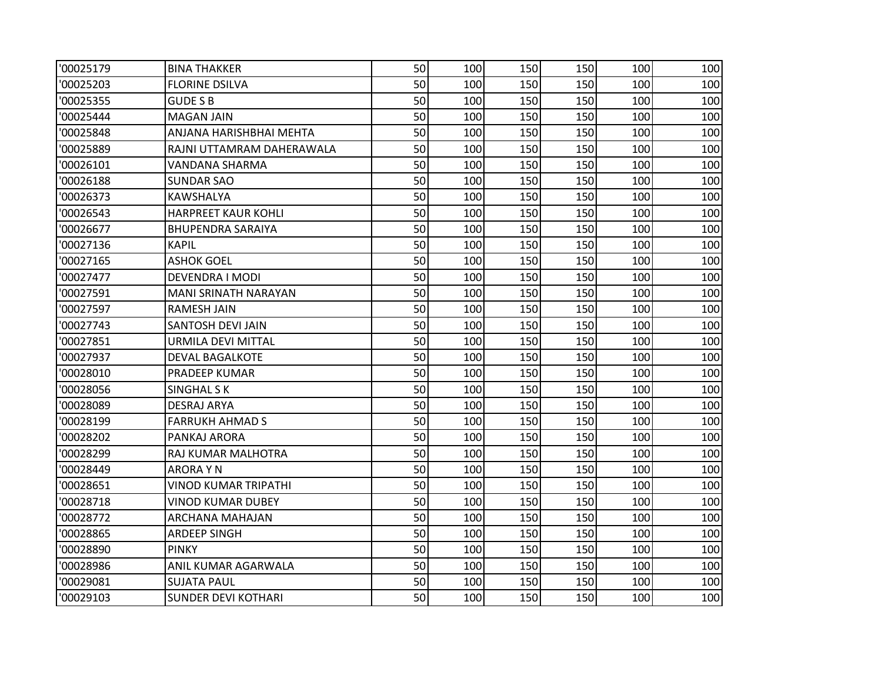| | | | | | | | |
|---|---|---|---|---|---|---|---|
| '00025179 | BINA THAKKER | 50 | 100 | 150 | 150 | 100 | 100 |
| '00025203 | FLORINE DSILVA | 50 | 100 | 150 | 150 | 100 | 100 |
| '00025355 | GUDE S B | 50 | 100 | 150 | 150 | 100 | 100 |
| '00025444 | MAGAN JAIN | 50 | 100 | 150 | 150 | 100 | 100 |
| '00025848 | ANJANA HARISHBHAI MEHTA | 50 | 100 | 150 | 150 | 100 | 100 |
| '00025889 | RAJNI UTTAMRAM DAHERAWALA | 50 | 100 | 150 | 150 | 100 | 100 |
| '00026101 | VANDANA SHARMA | 50 | 100 | 150 | 150 | 100 | 100 |
| '00026188 | SUNDAR SAO | 50 | 100 | 150 | 150 | 100 | 100 |
| '00026373 | KAWSHALYA | 50 | 100 | 150 | 150 | 100 | 100 |
| '00026543 | HARPREET KAUR KOHLI | 50 | 100 | 150 | 150 | 100 | 100 |
| '00026677 | BHUPENDRA SARAIYA | 50 | 100 | 150 | 150 | 100 | 100 |
| '00027136 | KAPIL | 50 | 100 | 150 | 150 | 100 | 100 |
| '00027165 | ASHOK GOEL | 50 | 100 | 150 | 150 | 100 | 100 |
| '00027477 | DEVENDRA I MODI | 50 | 100 | 150 | 150 | 100 | 100 |
| '00027591 | MANI SRINATH NARAYAN | 50 | 100 | 150 | 150 | 100 | 100 |
| '00027597 | RAMESH JAIN | 50 | 100 | 150 | 150 | 100 | 100 |
| '00027743 | SANTOSH DEVI JAIN | 50 | 100 | 150 | 150 | 100 | 100 |
| '00027851 | URMILA DEVI MITTAL | 50 | 100 | 150 | 150 | 100 | 100 |
| '00027937 | DEVAL BAGALKOTE | 50 | 100 | 150 | 150 | 100 | 100 |
| '00028010 | PRADEEP KUMAR | 50 | 100 | 150 | 150 | 100 | 100 |
| '00028056 | SINGHAL S K | 50 | 100 | 150 | 150 | 100 | 100 |
| '00028089 | DESRAJ ARYA | 50 | 100 | 150 | 150 | 100 | 100 |
| '00028199 | FARRUKH AHMAD S | 50 | 100 | 150 | 150 | 100 | 100 |
| '00028202 | PANKAJ ARORA | 50 | 100 | 150 | 150 | 100 | 100 |
| '00028299 | RAJ KUMAR MALHOTRA | 50 | 100 | 150 | 150 | 100 | 100 |
| '00028449 | ARORA Y N | 50 | 100 | 150 | 150 | 100 | 100 |
| '00028651 | VINOD KUMAR TRIPATHI | 50 | 100 | 150 | 150 | 100 | 100 |
| '00028718 | VINOD KUMAR DUBEY | 50 | 100 | 150 | 150 | 100 | 100 |
| '00028772 | ARCHANA MAHAJAN | 50 | 100 | 150 | 150 | 100 | 100 |
| '00028865 | ARDEEP SINGH | 50 | 100 | 150 | 150 | 100 | 100 |
| '00028890 | PINKY | 50 | 100 | 150 | 150 | 100 | 100 |
| '00028986 | ANIL KUMAR AGARWALA | 50 | 100 | 150 | 150 | 100 | 100 |
| '00029081 | SUJATA PAUL | 50 | 100 | 150 | 150 | 100 | 100 |
| '00029103 | SUNDER DEVI KOTHARI | 50 | 100 | 150 | 150 | 100 | 100 |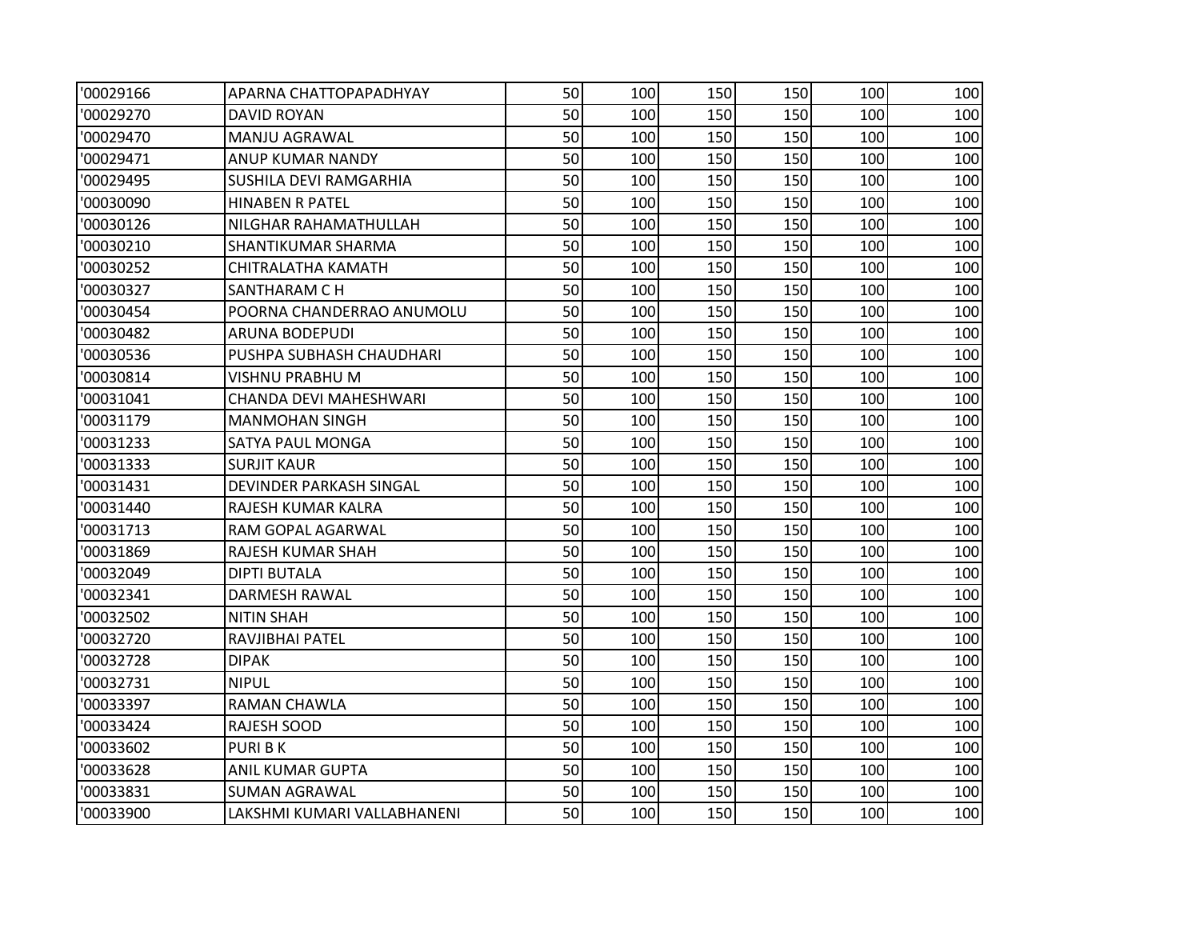| | | | | | | | |
|---|---|---|---|---|---|---|---|
| '00029166 | APARNA CHATTOPAPADHYAY | 50 | 100 | 150 | 150 | 100 | 100 |
| '00029270 | DAVID ROYAN | 50 | 100 | 150 | 150 | 100 | 100 |
| '00029470 | MANJU AGRAWAL | 50 | 100 | 150 | 150 | 100 | 100 |
| '00029471 | ANUP KUMAR NANDY | 50 | 100 | 150 | 150 | 100 | 100 |
| '00029495 | SUSHILA DEVI RAMGARHIA | 50 | 100 | 150 | 150 | 100 | 100 |
| '00030090 | HINABEN R PATEL | 50 | 100 | 150 | 150 | 100 | 100 |
| '00030126 | NILGHAR RAHAMATHULLAH | 50 | 100 | 150 | 150 | 100 | 100 |
| '00030210 | SHANTIKUMAR SHARMA | 50 | 100 | 150 | 150 | 100 | 100 |
| '00030252 | CHITRALATHA KAMATH | 50 | 100 | 150 | 150 | 100 | 100 |
| '00030327 | SANTHARAM C H | 50 | 100 | 150 | 150 | 100 | 100 |
| '00030454 | POORNA CHANDERRAO ANUMOLU | 50 | 100 | 150 | 150 | 100 | 100 |
| '00030482 | ARUNA BODEPUDI | 50 | 100 | 150 | 150 | 100 | 100 |
| '00030536 | PUSHPA SUBHASH CHAUDHARI | 50 | 100 | 150 | 150 | 100 | 100 |
| '00030814 | VISHNU PRABHU M | 50 | 100 | 150 | 150 | 100 | 100 |
| '00031041 | CHANDA DEVI MAHESHWARI | 50 | 100 | 150 | 150 | 100 | 100 |
| '00031179 | MANMOHAN SINGH | 50 | 100 | 150 | 150 | 100 | 100 |
| '00031233 | SATYA PAUL MONGA | 50 | 100 | 150 | 150 | 100 | 100 |
| '00031333 | SURJIT KAUR | 50 | 100 | 150 | 150 | 100 | 100 |
| '00031431 | DEVINDER PARKASH SINGAL | 50 | 100 | 150 | 150 | 100 | 100 |
| '00031440 | RAJESH KUMAR KALRA | 50 | 100 | 150 | 150 | 100 | 100 |
| '00031713 | RAM GOPAL AGARWAL | 50 | 100 | 150 | 150 | 100 | 100 |
| '00031869 | RAJESH KUMAR SHAH | 50 | 100 | 150 | 150 | 100 | 100 |
| '00032049 | DIPTI BUTALA | 50 | 100 | 150 | 150 | 100 | 100 |
| '00032341 | DARMESH RAWAL | 50 | 100 | 150 | 150 | 100 | 100 |
| '00032502 | NITIN SHAH | 50 | 100 | 150 | 150 | 100 | 100 |
| '00032720 | RAVJIBHAI PATEL | 50 | 100 | 150 | 150 | 100 | 100 |
| '00032728 | DIPAK | 50 | 100 | 150 | 150 | 100 | 100 |
| '00032731 | NIPUL | 50 | 100 | 150 | 150 | 100 | 100 |
| '00033397 | RAMAN CHAWLA | 50 | 100 | 150 | 150 | 100 | 100 |
| '00033424 | RAJESH SOOD | 50 | 100 | 150 | 150 | 100 | 100 |
| '00033602 | PURI B K | 50 | 100 | 150 | 150 | 100 | 100 |
| '00033628 | ANIL KUMAR GUPTA | 50 | 100 | 150 | 150 | 100 | 100 |
| '00033831 | SUMAN AGRAWAL | 50 | 100 | 150 | 150 | 100 | 100 |
| '00033900 | LAKSHMI KUMARI VALLABHANENI | 50 | 100 | 150 | 150 | 100 | 100 |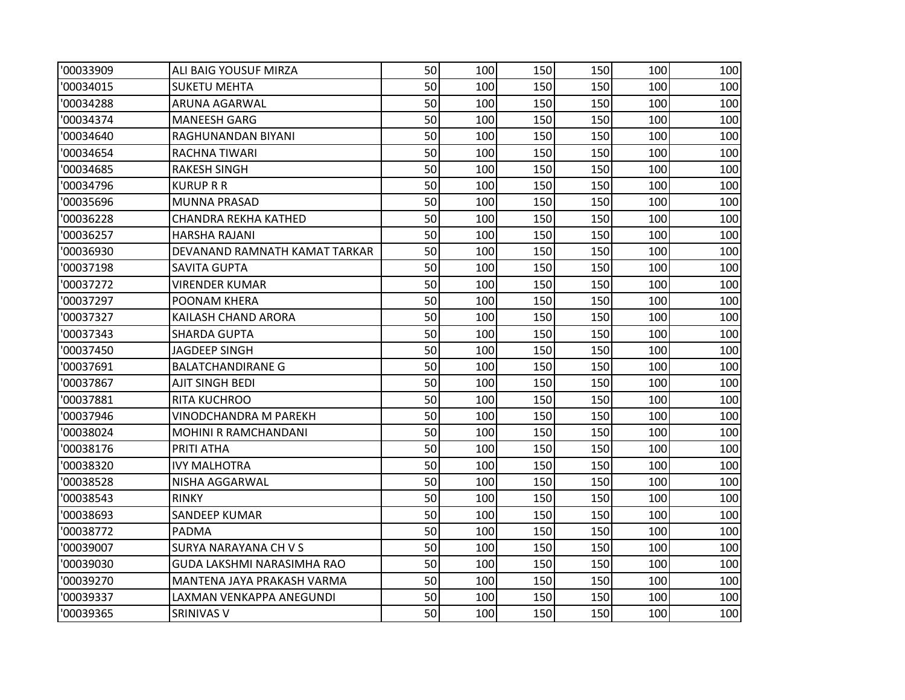| | | | | | | | |
|---|---|---|---|---|---|---|---|
| '00033909 | ALI BAIG YOUSUF MIRZA | 50 | 100 | 150 | 150 | 100 | 100 |
| '00034015 | SUKETU MEHTA | 50 | 100 | 150 | 150 | 100 | 100 |
| '00034288 | ARUNA AGARWAL | 50 | 100 | 150 | 150 | 100 | 100 |
| '00034374 | MANEESH GARG | 50 | 100 | 150 | 150 | 100 | 100 |
| '00034640 | RAGHUNANDAN BIYANI | 50 | 100 | 150 | 150 | 100 | 100 |
| '00034654 | RACHNA TIWARI | 50 | 100 | 150 | 150 | 100 | 100 |
| '00034685 | RAKESH SINGH | 50 | 100 | 150 | 150 | 100 | 100 |
| '00034796 | KURUP R R | 50 | 100 | 150 | 150 | 100 | 100 |
| '00035696 | MUNNA PRASAD | 50 | 100 | 150 | 150 | 100 | 100 |
| '00036228 | CHANDRA REKHA KATHED | 50 | 100 | 150 | 150 | 100 | 100 |
| '00036257 | HARSHA RAJANI | 50 | 100 | 150 | 150 | 100 | 100 |
| '00036930 | DEVANAND RAMNATH KAMAT TARKAR | 50 | 100 | 150 | 150 | 100 | 100 |
| '00037198 | SAVITA GUPTA | 50 | 100 | 150 | 150 | 100 | 100 |
| '00037272 | VIRENDER KUMAR | 50 | 100 | 150 | 150 | 100 | 100 |
| '00037297 | POONAM KHERA | 50 | 100 | 150 | 150 | 100 | 100 |
| '00037327 | KAILASH CHAND ARORA | 50 | 100 | 150 | 150 | 100 | 100 |
| '00037343 | SHARDA GUPTA | 50 | 100 | 150 | 150 | 100 | 100 |
| '00037450 | JAGDEEP SINGH | 50 | 100 | 150 | 150 | 100 | 100 |
| '00037691 | BALATCHANDIRANE G | 50 | 100 | 150 | 150 | 100 | 100 |
| '00037867 | AJIT SINGH BEDI | 50 | 100 | 150 | 150 | 100 | 100 |
| '00037881 | RITA KUCHROO | 50 | 100 | 150 | 150 | 100 | 100 |
| '00037946 | VINODCHANDRA M PAREKH | 50 | 100 | 150 | 150 | 100 | 100 |
| '00038024 | MOHINI R RAMCHANDANI | 50 | 100 | 150 | 150 | 100 | 100 |
| '00038176 | PRITI ATHA | 50 | 100 | 150 | 150 | 100 | 100 |
| '00038320 | IVY MALHOTRA | 50 | 100 | 150 | 150 | 100 | 100 |
| '00038528 | NISHA AGGARWAL | 50 | 100 | 150 | 150 | 100 | 100 |
| '00038543 | RINKY | 50 | 100 | 150 | 150 | 100 | 100 |
| '00038693 | SANDEEP KUMAR | 50 | 100 | 150 | 150 | 100 | 100 |
| '00038772 | PADMA | 50 | 100 | 150 | 150 | 100 | 100 |
| '00039007 | SURYA NARAYANA CH V S | 50 | 100 | 150 | 150 | 100 | 100 |
| '00039030 | GUDA LAKSHMI NARASIMHA RAO | 50 | 100 | 150 | 150 | 100 | 100 |
| '00039270 | MANTENA JAYA PRAKASH VARMA | 50 | 100 | 150 | 150 | 100 | 100 |
| '00039337 | LAXMAN VENKAPPA ANEGUNDI | 50 | 100 | 150 | 150 | 100 | 100 |
| '00039365 | SRINIVAS V | 50 | 100 | 150 | 150 | 100 | 100 |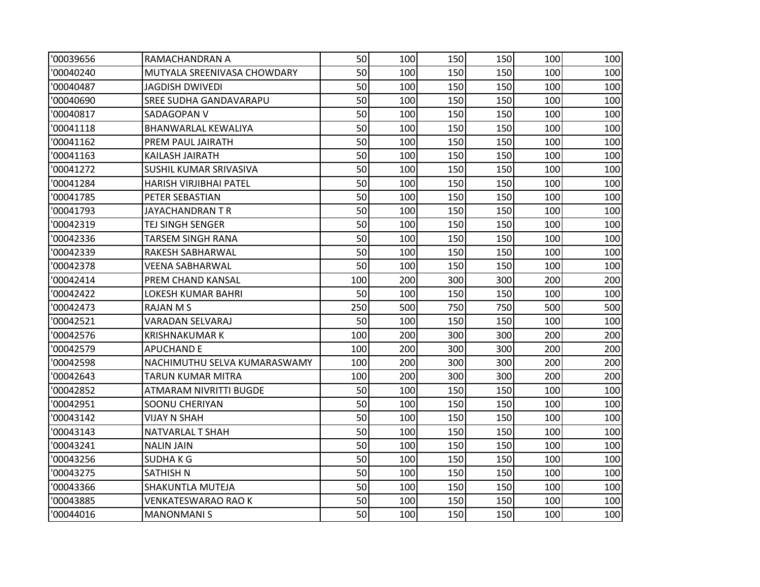| | | | | | | | |
|---|---|---|---|---|---|---|---|
| '00039656 | RAMACHANDRAN A | 50 | 100 | 150 | 150 | 100 | 100 |
| '00040240 | MUTYALA SREENIVASA CHOWDARY | 50 | 100 | 150 | 150 | 100 | 100 |
| '00040487 | JAGDISH DWIVEDI | 50 | 100 | 150 | 150 | 100 | 100 |
| '00040690 | SREE SUDHA GANDAVARAPU | 50 | 100 | 150 | 150 | 100 | 100 |
| '00040817 | SADAGOPAN V | 50 | 100 | 150 | 150 | 100 | 100 |
| '00041118 | BHANWARLAL KEWALIYA | 50 | 100 | 150 | 150 | 100 | 100 |
| '00041162 | PREM PAUL JAIRATH | 50 | 100 | 150 | 150 | 100 | 100 |
| '00041163 | KAILASH JAIRATH | 50 | 100 | 150 | 150 | 100 | 100 |
| '00041272 | SUSHIL KUMAR SRIVASIVA | 50 | 100 | 150 | 150 | 100 | 100 |
| '00041284 | HARISH VIRJIBHAI PATEL | 50 | 100 | 150 | 150 | 100 | 100 |
| '00041785 | PETER SEBASTIAN | 50 | 100 | 150 | 150 | 100 | 100 |
| '00041793 | JAYACHANDRAN T R | 50 | 100 | 150 | 150 | 100 | 100 |
| '00042319 | TEJ SINGH SENGER | 50 | 100 | 150 | 150 | 100 | 100 |
| '00042336 | TARSEM SINGH RANA | 50 | 100 | 150 | 150 | 100 | 100 |
| '00042339 | RAKESH SABHARWAL | 50 | 100 | 150 | 150 | 100 | 100 |
| '00042378 | VEENA SABHARWAL | 50 | 100 | 150 | 150 | 100 | 100 |
| '00042414 | PREM CHAND KANSAL | 100 | 200 | 300 | 300 | 200 | 200 |
| '00042422 | LOKESH KUMAR BAHRI | 50 | 100 | 150 | 150 | 100 | 100 |
| '00042473 | RAJAN M S | 250 | 500 | 750 | 750 | 500 | 500 |
| '00042521 | VARADAN SELVARAJ | 50 | 100 | 150 | 150 | 100 | 100 |
| '00042576 | KRISHNAKUMAR K | 100 | 200 | 300 | 300 | 200 | 200 |
| '00042579 | APUCHAND E | 100 | 200 | 300 | 300 | 200 | 200 |
| '00042598 | NACHIMUTHU SELVA KUMARASWAMY | 100 | 200 | 300 | 300 | 200 | 200 |
| '00042643 | TARUN KUMAR MITRA | 100 | 200 | 300 | 300 | 200 | 200 |
| '00042852 | ATMARAM NIVRITTI BUGDE | 50 | 100 | 150 | 150 | 100 | 100 |
| '00042951 | SOONU CHERIYAN | 50 | 100 | 150 | 150 | 100 | 100 |
| '00043142 | VIJAY N SHAH | 50 | 100 | 150 | 150 | 100 | 100 |
| '00043143 | NATVARLAL T SHAH | 50 | 100 | 150 | 150 | 100 | 100 |
| '00043241 | NALIN JAIN | 50 | 100 | 150 | 150 | 100 | 100 |
| '00043256 | SUDHA K G | 50 | 100 | 150 | 150 | 100 | 100 |
| '00043275 | SATHISH N | 50 | 100 | 150 | 150 | 100 | 100 |
| '00043366 | SHAKUNTLA MUTEJA | 50 | 100 | 150 | 150 | 100 | 100 |
| '00043885 | VENKATESWARAO RAO K | 50 | 100 | 150 | 150 | 100 | 100 |
| '00044016 | MANONMANI S | 50 | 100 | 150 | 150 | 100 | 100 |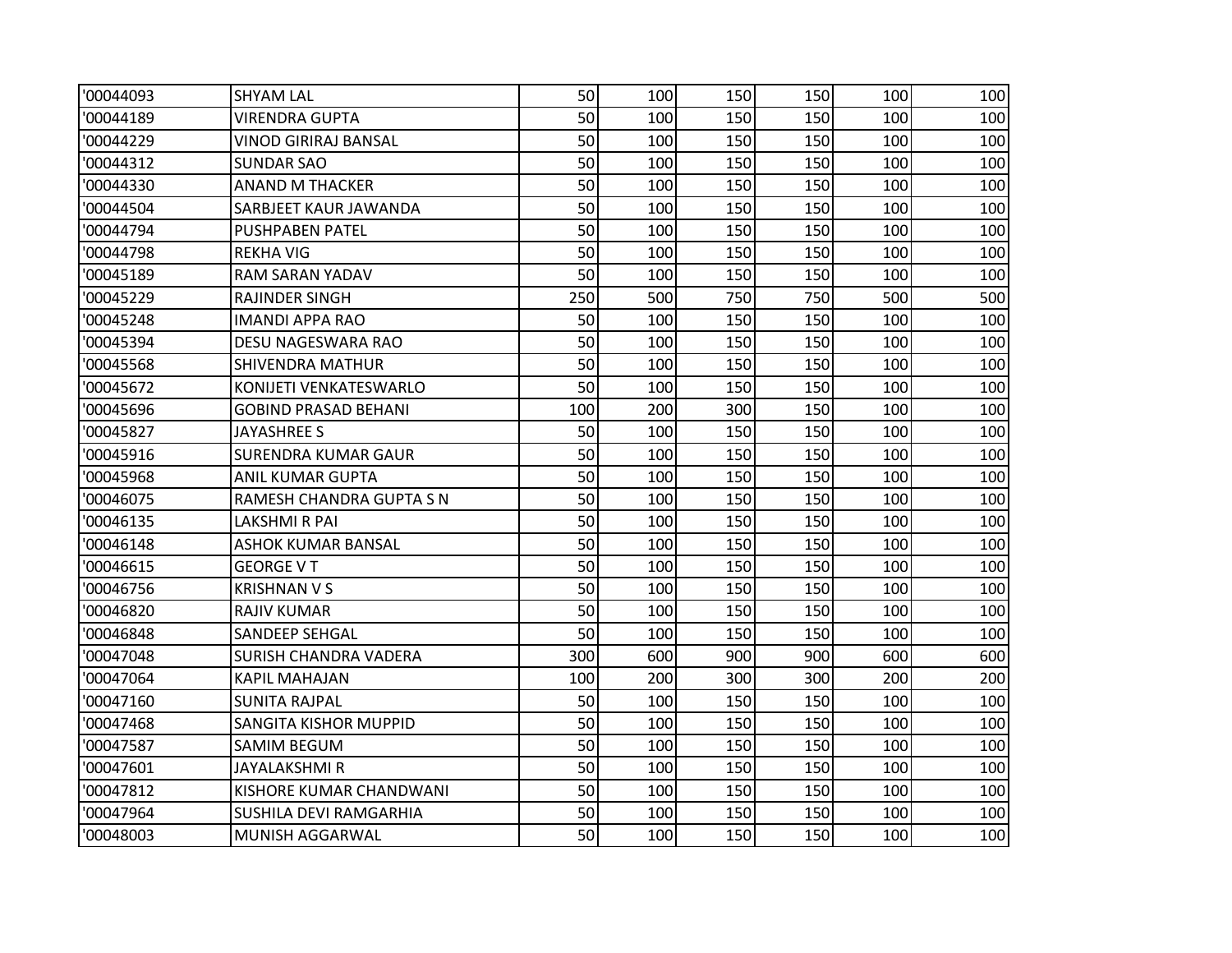| | | | | | | | |
|---|---|---|---|---|---|---|---|
| '00044093 | SHYAM LAL | 50 | 100 | 150 | 150 | 100 | 100 |
| '00044189 | VIRENDRA GUPTA | 50 | 100 | 150 | 150 | 100 | 100 |
| '00044229 | VINOD GIRIRAJ BANSAL | 50 | 100 | 150 | 150 | 100 | 100 |
| '00044312 | SUNDAR SAO | 50 | 100 | 150 | 150 | 100 | 100 |
| '00044330 | ANAND M THACKER | 50 | 100 | 150 | 150 | 100 | 100 |
| '00044504 | SARBJEET KAUR JAWANDA | 50 | 100 | 150 | 150 | 100 | 100 |
| '00044794 | PUSHPABEN PATEL | 50 | 100 | 150 | 150 | 100 | 100 |
| '00044798 | REKHA VIG | 50 | 100 | 150 | 150 | 100 | 100 |
| '00045189 | RAM SARAN YADAV | 50 | 100 | 150 | 150 | 100 | 100 |
| '00045229 | RAJINDER SINGH | 250 | 500 | 750 | 750 | 500 | 500 |
| '00045248 | IMANDI APPA RAO | 50 | 100 | 150 | 150 | 100 | 100 |
| '00045394 | DESU NAGESWARA RAO | 50 | 100 | 150 | 150 | 100 | 100 |
| '00045568 | SHIVENDRA MATHUR | 50 | 100 | 150 | 150 | 100 | 100 |
| '00045672 | KONIJETI VENKATESWARLO | 50 | 100 | 150 | 150 | 100 | 100 |
| '00045696 | GOBIND PRASAD BEHANI | 100 | 200 | 300 | 150 | 100 | 100 |
| '00045827 | JAYASHREE S | 50 | 100 | 150 | 150 | 100 | 100 |
| '00045916 | SURENDRA KUMAR GAUR | 50 | 100 | 150 | 150 | 100 | 100 |
| '00045968 | ANIL KUMAR GUPTA | 50 | 100 | 150 | 150 | 100 | 100 |
| '00046075 | RAMESH CHANDRA GUPTA S N | 50 | 100 | 150 | 150 | 100 | 100 |
| '00046135 | LAKSHMI R PAI | 50 | 100 | 150 | 150 | 100 | 100 |
| '00046148 | ASHOK KUMAR BANSAL | 50 | 100 | 150 | 150 | 100 | 100 |
| '00046615 | GEORGE V T | 50 | 100 | 150 | 150 | 100 | 100 |
| '00046756 | KRISHNAN V S | 50 | 100 | 150 | 150 | 100 | 100 |
| '00046820 | RAJIV KUMAR | 50 | 100 | 150 | 150 | 100 | 100 |
| '00046848 | SANDEEP SEHGAL | 50 | 100 | 150 | 150 | 100 | 100 |
| '00047048 | SURISH CHANDRA VADERA | 300 | 600 | 900 | 900 | 600 | 600 |
| '00047064 | KAPIL MAHAJAN | 100 | 200 | 300 | 300 | 200 | 200 |
| '00047160 | SUNITA RAJPAL | 50 | 100 | 150 | 150 | 100 | 100 |
| '00047468 | SANGITA KISHOR MUPPID | 50 | 100 | 150 | 150 | 100 | 100 |
| '00047587 | SAMIM BEGUM | 50 | 100 | 150 | 150 | 100 | 100 |
| '00047601 | JAYALAKSHMI R | 50 | 100 | 150 | 150 | 100 | 100 |
| '00047812 | KISHORE KUMAR CHANDWANI | 50 | 100 | 150 | 150 | 100 | 100 |
| '00047964 | SUSHILA DEVI RAMGARHIA | 50 | 100 | 150 | 150 | 100 | 100 |
| '00048003 | MUNISH AGGARWAL | 50 | 100 | 150 | 150 | 100 | 100 |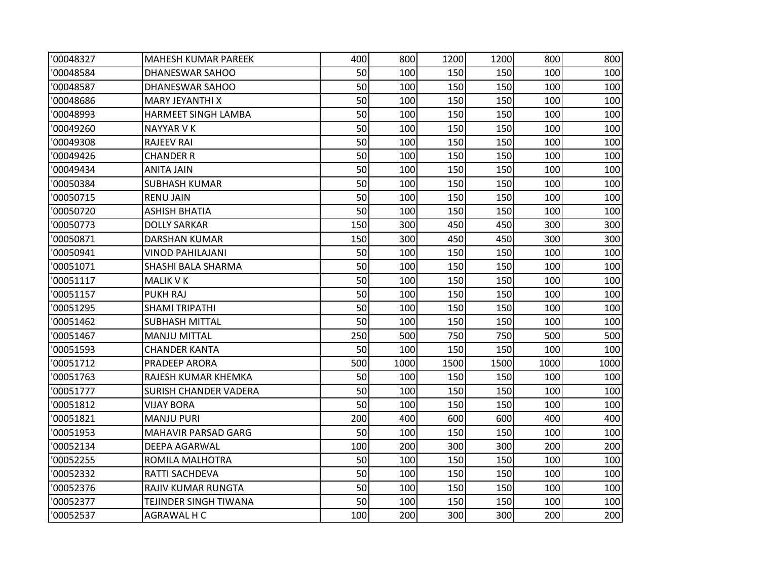| | | | | | | | |
|---|---|---|---|---|---|---|---|
| '00048327 | MAHESH KUMAR PAREEK | 400 | 800 | 1200 | 1200 | 800 | 800 |
| '00048584 | DHANESWAR SAHOO | 50 | 100 | 150 | 150 | 100 | 100 |
| '00048587 | DHANESWAR SAHOO | 50 | 100 | 150 | 150 | 100 | 100 |
| '00048686 | MARY JEYANTHI X | 50 | 100 | 150 | 150 | 100 | 100 |
| '00048993 | HARMEET SINGH LAMBA | 50 | 100 | 150 | 150 | 100 | 100 |
| '00049260 | NAYYAR V K | 50 | 100 | 150 | 150 | 100 | 100 |
| '00049308 | RAJEEV RAI | 50 | 100 | 150 | 150 | 100 | 100 |
| '00049426 | CHANDER R | 50 | 100 | 150 | 150 | 100 | 100 |
| '00049434 | ANITA JAIN | 50 | 100 | 150 | 150 | 100 | 100 |
| '00050384 | SUBHASH KUMAR | 50 | 100 | 150 | 150 | 100 | 100 |
| '00050715 | RENU JAIN | 50 | 100 | 150 | 150 | 100 | 100 |
| '00050720 | ASHISH BHATIA | 50 | 100 | 150 | 150 | 100 | 100 |
| '00050773 | DOLLY SARKAR | 150 | 300 | 450 | 450 | 300 | 300 |
| '00050871 | DARSHAN KUMAR | 150 | 300 | 450 | 450 | 300 | 300 |
| '00050941 | VINOD PAHILAJANI | 50 | 100 | 150 | 150 | 100 | 100 |
| '00051071 | SHASHI BALA SHARMA | 50 | 100 | 150 | 150 | 100 | 100 |
| '00051117 | MALIK V K | 50 | 100 | 150 | 150 | 100 | 100 |
| '00051157 | PUKH RAJ | 50 | 100 | 150 | 150 | 100 | 100 |
| '00051295 | SHAMI TRIPATHI | 50 | 100 | 150 | 150 | 100 | 100 |
| '00051462 | SUBHASH MITTAL | 50 | 100 | 150 | 150 | 100 | 100 |
| '00051467 | MANJU MITTAL | 250 | 500 | 750 | 750 | 500 | 500 |
| '00051593 | CHANDER KANTA | 50 | 100 | 150 | 150 | 100 | 100 |
| '00051712 | PRADEEP ARORA | 500 | 1000 | 1500 | 1500 | 1000 | 1000 |
| '00051763 | RAJESH KUMAR KHEMKA | 50 | 100 | 150 | 150 | 100 | 100 |
| '00051777 | SURISH CHANDER VADERA | 50 | 100 | 150 | 150 | 100 | 100 |
| '00051812 | VIJAY BORA | 50 | 100 | 150 | 150 | 100 | 100 |
| '00051821 | MANJU PURI | 200 | 400 | 600 | 600 | 400 | 400 |
| '00051953 | MAHAVIR PARSAD GARG | 50 | 100 | 150 | 150 | 100 | 100 |
| '00052134 | DEEPA AGARWAL | 100 | 200 | 300 | 300 | 200 | 200 |
| '00052255 | ROMILA MALHOTRA | 50 | 100 | 150 | 150 | 100 | 100 |
| '00052332 | RATTI SACHDEVA | 50 | 100 | 150 | 150 | 100 | 100 |
| '00052376 | RAJIV KUMAR RUNGTA | 50 | 100 | 150 | 150 | 100 | 100 |
| '00052377 | TEJINDER SINGH TIWANA | 50 | 100 | 150 | 150 | 100 | 100 |
| '00052537 | AGRAWAL H C | 100 | 200 | 300 | 300 | 200 | 200 |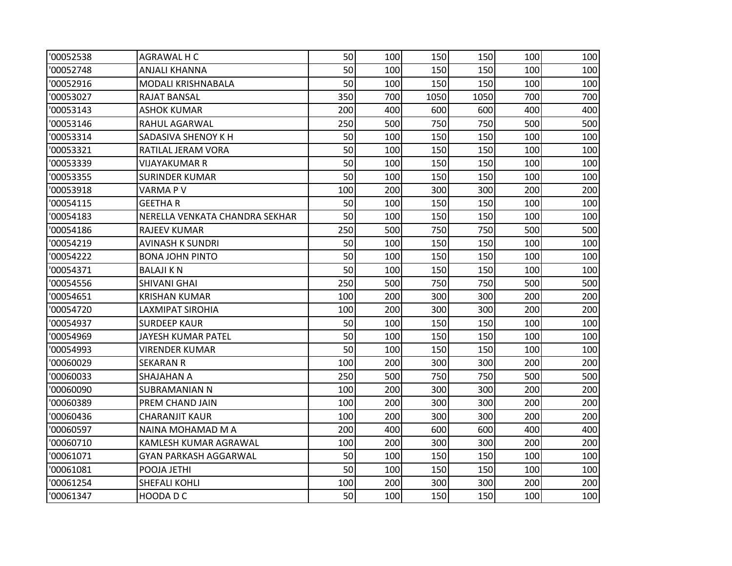| '00052538 | AGRAWAL H C | 50 | 100 | 150 | 150 | 100 | 100 |
|---|---|---|---|---|---|---|---|
| '00052748 | ANJALI KHANNA | 50 | 100 | 150 | 150 | 100 | 100 |
| '00052916 | MODALI KRISHNABALA | 50 | 100 | 150 | 150 | 100 | 100 |
| '00053027 | RAJAT BANSAL | 350 | 700 | 1050 | 1050 | 700 | 700 |
| '00053143 | ASHOK KUMAR | 200 | 400 | 600 | 600 | 400 | 400 |
| '00053146 | RAHUL AGARWAL | 250 | 500 | 750 | 750 | 500 | 500 |
| '00053314 | SADASIVA SHENOY K H | 50 | 100 | 150 | 150 | 100 | 100 |
| '00053321 | RATILAL JERAM VORA | 50 | 100 | 150 | 150 | 100 | 100 |
| '00053339 | VIJAYAKUMAR R | 50 | 100 | 150 | 150 | 100 | 100 |
| '00053355 | SURINDER KUMAR | 50 | 100 | 150 | 150 | 100 | 100 |
| '00053918 | VARMA P V | 100 | 200 | 300 | 300 | 200 | 200 |
| '00054115 | GEETHA R | 50 | 100 | 150 | 150 | 100 | 100 |
| '00054183 | NERELLA VENKATA CHANDRA SEKHAR | 50 | 100 | 150 | 150 | 100 | 100 |
| '00054186 | RAJEEV KUMAR | 250 | 500 | 750 | 750 | 500 | 500 |
| '00054219 | AVINASH K SUNDRI | 50 | 100 | 150 | 150 | 100 | 100 |
| '00054222 | BONA JOHN PINTO | 50 | 100 | 150 | 150 | 100 | 100 |
| '00054371 | BALAJI K N | 50 | 100 | 150 | 150 | 100 | 100 |
| '00054556 | SHIVANI GHAI | 250 | 500 | 750 | 750 | 500 | 500 |
| '00054651 | KRISHAN KUMAR | 100 | 200 | 300 | 300 | 200 | 200 |
| '00054720 | LAXMIPAT SIROHIA | 100 | 200 | 300 | 300 | 200 | 200 |
| '00054937 | SURDEEP KAUR | 50 | 100 | 150 | 150 | 100 | 100 |
| '00054969 | JAYESH KUMAR PATEL | 50 | 100 | 150 | 150 | 100 | 100 |
| '00054993 | VIRENDER KUMAR | 50 | 100 | 150 | 150 | 100 | 100 |
| '00060029 | SEKARAN R | 100 | 200 | 300 | 300 | 200 | 200 |
| '00060033 | SHAJAHAN A | 250 | 500 | 750 | 750 | 500 | 500 |
| '00060090 | SUBRAMANIAN N | 100 | 200 | 300 | 300 | 200 | 200 |
| '00060389 | PREM CHAND JAIN | 100 | 200 | 300 | 300 | 200 | 200 |
| '00060436 | CHARANJIT KAUR | 100 | 200 | 300 | 300 | 200 | 200 |
| '00060597 | NAINA MOHAMAD M A | 200 | 400 | 600 | 600 | 400 | 400 |
| '00060710 | KAMLESH KUMAR AGRAWAL | 100 | 200 | 300 | 300 | 200 | 200 |
| '00061071 | GYAN PARKASH AGGARWAL | 50 | 100 | 150 | 150 | 100 | 100 |
| '00061081 | POOJA JETHI | 50 | 100 | 150 | 150 | 100 | 100 |
| '00061254 | SHEFALI KOHLI | 100 | 200 | 300 | 300 | 200 | 200 |
| '00061347 | HOODA D C | 50 | 100 | 150 | 150 | 100 | 100 |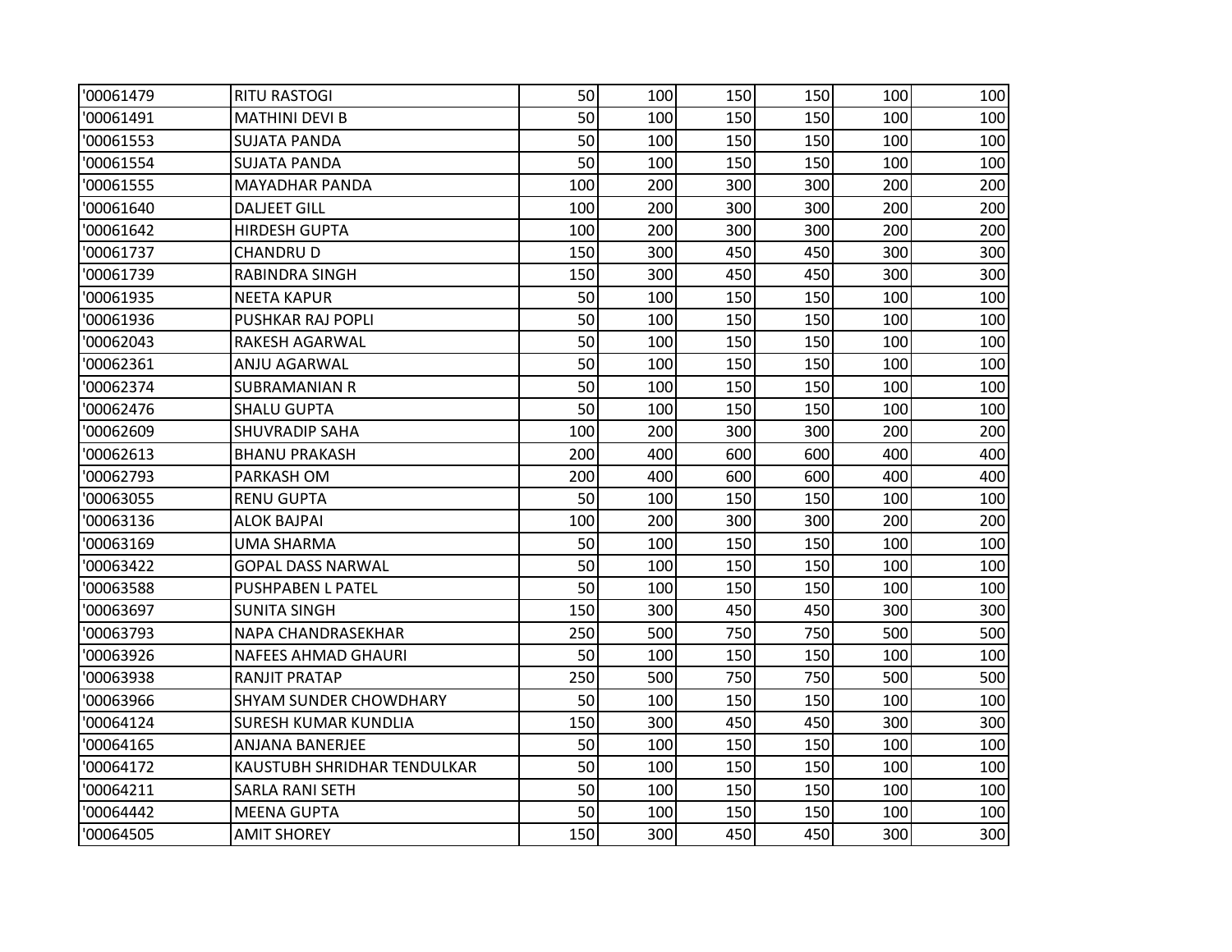| | | | | | | | |
|---|---|---|---|---|---|---|---|
| '00061479 | RITU RASTOGI | 50 | 100 | 150 | 150 | 100 | 100 |
| '00061491 | MATHINI DEVI B | 50 | 100 | 150 | 150 | 100 | 100 |
| '00061553 | SUJATA PANDA | 50 | 100 | 150 | 150 | 100 | 100 |
| '00061554 | SUJATA PANDA | 50 | 100 | 150 | 150 | 100 | 100 |
| '00061555 | MAYADHAR PANDA | 100 | 200 | 300 | 300 | 200 | 200 |
| '00061640 | DALJEET GILL | 100 | 200 | 300 | 300 | 200 | 200 |
| '00061642 | HIRDESH GUPTA | 100 | 200 | 300 | 300 | 200 | 200 |
| '00061737 | CHANDRU D | 150 | 300 | 450 | 450 | 300 | 300 |
| '00061739 | RABINDRA SINGH | 150 | 300 | 450 | 450 | 300 | 300 |
| '00061935 | NEETA KAPUR | 50 | 100 | 150 | 150 | 100 | 100 |
| '00061936 | PUSHKAR RAJ POPLI | 50 | 100 | 150 | 150 | 100 | 100 |
| '00062043 | RAKESH AGARWAL | 50 | 100 | 150 | 150 | 100 | 100 |
| '00062361 | ANJU AGARWAL | 50 | 100 | 150 | 150 | 100 | 100 |
| '00062374 | SUBRAMANIAN R | 50 | 100 | 150 | 150 | 100 | 100 |
| '00062476 | SHALU GUPTA | 50 | 100 | 150 | 150 | 100 | 100 |
| '00062609 | SHUVRADIP SAHA | 100 | 200 | 300 | 300 | 200 | 200 |
| '00062613 | BHANU PRAKASH | 200 | 400 | 600 | 600 | 400 | 400 |
| '00062793 | PARKASH OM | 200 | 400 | 600 | 600 | 400 | 400 |
| '00063055 | RENU GUPTA | 50 | 100 | 150 | 150 | 100 | 100 |
| '00063136 | ALOK BAJPAI | 100 | 200 | 300 | 300 | 200 | 200 |
| '00063169 | UMA SHARMA | 50 | 100 | 150 | 150 | 100 | 100 |
| '00063422 | GOPAL DASS NARWAL | 50 | 100 | 150 | 150 | 100 | 100 |
| '00063588 | PUSHPABEN L PATEL | 50 | 100 | 150 | 150 | 100 | 100 |
| '00063697 | SUNITA SINGH | 150 | 300 | 450 | 450 | 300 | 300 |
| '00063793 | NAPA CHANDRASEKHAR | 250 | 500 | 750 | 750 | 500 | 500 |
| '00063926 | NAFEES AHMAD GHAURI | 50 | 100 | 150 | 150 | 100 | 100 |
| '00063938 | RANJIT PRATAP | 250 | 500 | 750 | 750 | 500 | 500 |
| '00063966 | SHYAM SUNDER CHOWDHARY | 50 | 100 | 150 | 150 | 100 | 100 |
| '00064124 | SURESH KUMAR KUNDLIA | 150 | 300 | 450 | 450 | 300 | 300 |
| '00064165 | ANJANA BANERJEE | 50 | 100 | 150 | 150 | 100 | 100 |
| '00064172 | KAUSTUBH SHRIDHAR TENDULKAR | 50 | 100 | 150 | 150 | 100 | 100 |
| '00064211 | SARLA RANI SETH | 50 | 100 | 150 | 150 | 100 | 100 |
| '00064442 | MEENA GUPTA | 50 | 100 | 150 | 150 | 100 | 100 |
| '00064505 | AMIT SHOREY | 150 | 300 | 450 | 450 | 300 | 300 |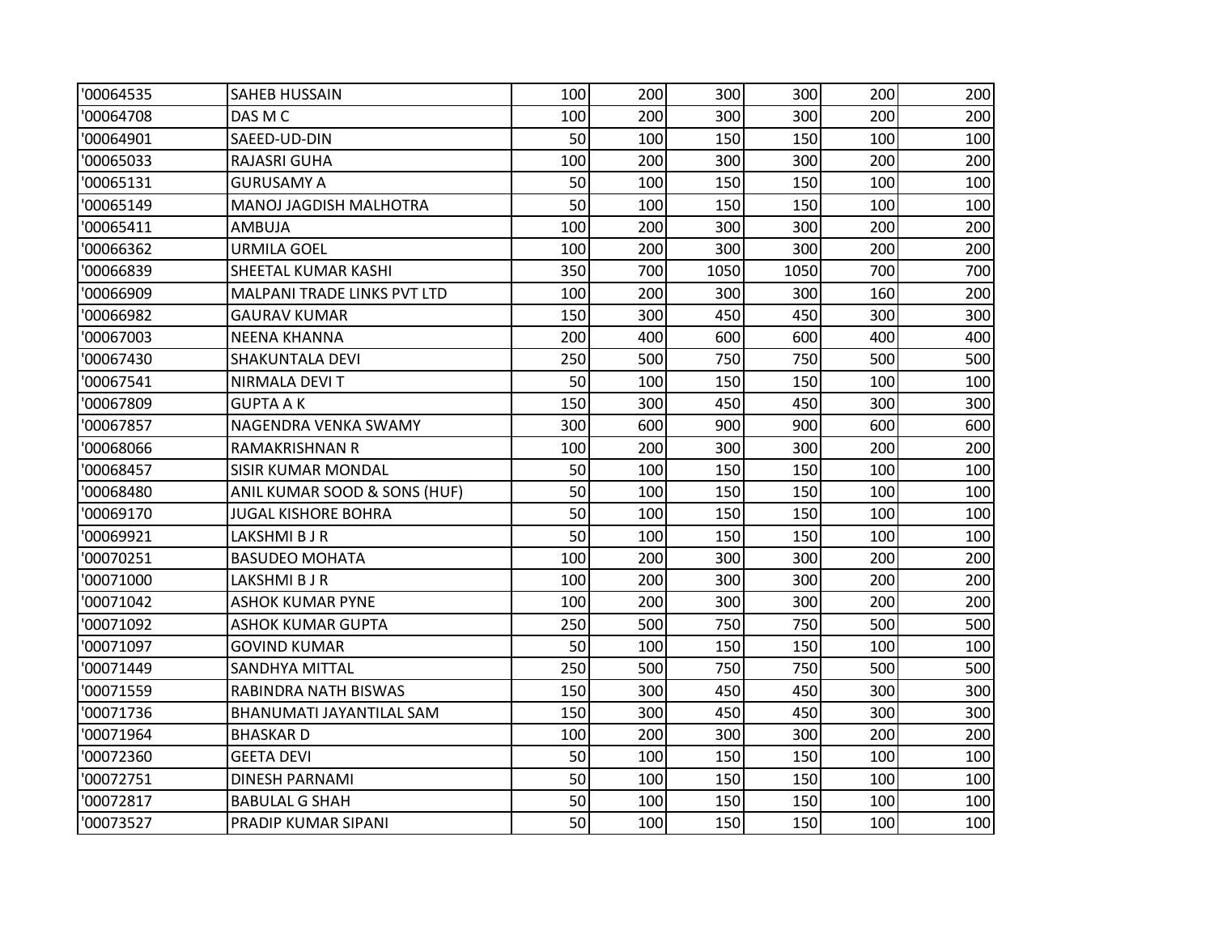| | | | | | | | |
|---|---|---|---|---|---|---|---|
| '00064535 | SAHEB HUSSAIN | 100 | 200 | 300 | 300 | 200 | 200 |
| '00064708 | DAS M C | 100 | 200 | 300 | 300 | 200 | 200 |
| '00064901 | SAEED-UD-DIN | 50 | 100 | 150 | 150 | 100 | 100 |
| '00065033 | RAJASRI GUHA | 100 | 200 | 300 | 300 | 200 | 200 |
| '00065131 | GURUSAMY A | 50 | 100 | 150 | 150 | 100 | 100 |
| '00065149 | MANOJ JAGDISH MALHOTRA | 50 | 100 | 150 | 150 | 100 | 100 |
| '00065411 | AMBUJA | 100 | 200 | 300 | 300 | 200 | 200 |
| '00066362 | URMILA GOEL | 100 | 200 | 300 | 300 | 200 | 200 |
| '00066839 | SHEETAL KUMAR KASHI | 350 | 700 | 1050 | 1050 | 700 | 700 |
| '00066909 | MALPANI TRADE LINKS PVT LTD | 100 | 200 | 300 | 300 | 160 | 200 |
| '00066982 | GAURAV KUMAR | 150 | 300 | 450 | 450 | 300 | 300 |
| '00067003 | NEENA KHANNA | 200 | 400 | 600 | 600 | 400 | 400 |
| '00067430 | SHAKUNTALA DEVI | 250 | 500 | 750 | 750 | 500 | 500 |
| '00067541 | NIRMALA DEVI T | 50 | 100 | 150 | 150 | 100 | 100 |
| '00067809 | GUPTA A K | 150 | 300 | 450 | 450 | 300 | 300 |
| '00067857 | NAGENDRA VENKA SWAMY | 300 | 600 | 900 | 900 | 600 | 600 |
| '00068066 | RAMAKRISHNAN R | 100 | 200 | 300 | 300 | 200 | 200 |
| '00068457 | SISIR KUMAR MONDAL | 50 | 100 | 150 | 150 | 100 | 100 |
| '00068480 | ANIL KUMAR SOOD & SONS (HUF) | 50 | 100 | 150 | 150 | 100 | 100 |
| '00069170 | JUGAL KISHORE BOHRA | 50 | 100 | 150 | 150 | 100 | 100 |
| '00069921 | LAKSHMI B J R | 50 | 100 | 150 | 150 | 100 | 100 |
| '00070251 | BASUDEO MOHATA | 100 | 200 | 300 | 300 | 200 | 200 |
| '00071000 | LAKSHMI B J R | 100 | 200 | 300 | 300 | 200 | 200 |
| '00071042 | ASHOK KUMAR PYNE | 100 | 200 | 300 | 300 | 200 | 200 |
| '00071092 | ASHOK KUMAR GUPTA | 250 | 500 | 750 | 750 | 500 | 500 |
| '00071097 | GOVIND KUMAR | 50 | 100 | 150 | 150 | 100 | 100 |
| '00071449 | SANDHYA MITTAL | 250 | 500 | 750 | 750 | 500 | 500 |
| '00071559 | RABINDRA NATH BISWAS | 150 | 300 | 450 | 450 | 300 | 300 |
| '00071736 | BHANUMATI JAYANTILAL SAM | 150 | 300 | 450 | 450 | 300 | 300 |
| '00071964 | BHASKAR D | 100 | 200 | 300 | 300 | 200 | 200 |
| '00072360 | GEETA DEVI | 50 | 100 | 150 | 150 | 100 | 100 |
| '00072751 | DINESH PARNAMI | 50 | 100 | 150 | 150 | 100 | 100 |
| '00072817 | BABULAL G SHAH | 50 | 100 | 150 | 150 | 100 | 100 |
| '00073527 | PRADIP KUMAR SIPANI | 50 | 100 | 150 | 150 | 100 | 100 |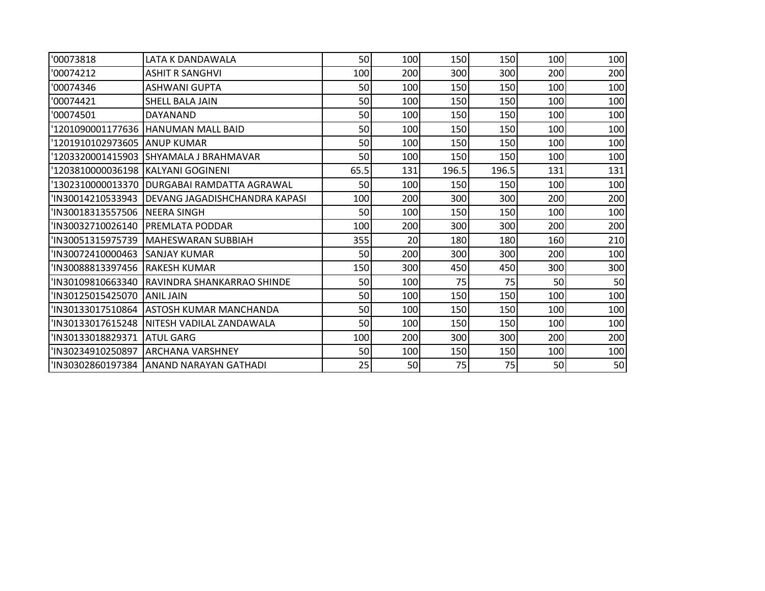| | | | | | | | |
|---|---|---|---|---|---|---|---|
| '00073818 | LATA K DANDAWALA | 50 | 100 | 150 | 150 | 100 | 100 |
| '00074212 | ASHIT R SANGHVI | 100 | 200 | 300 | 300 | 200 | 200 |
| '00074346 | ASHWANI GUPTA | 50 | 100 | 150 | 150 | 100 | 100 |
| '00074421 | SHELL BALA JAIN | 50 | 100 | 150 | 150 | 100 | 100 |
| '00074501 | DAYANAND | 50 | 100 | 150 | 150 | 100 | 100 |
| '1201090001177636 | HANUMAN MALL BAID | 50 | 100 | 150 | 150 | 100 | 100 |
| '1201910102973605 | ANUP KUMAR | 50 | 100 | 150 | 150 | 100 | 100 |
| '1203320001415903 | SHYAMALA J BRAHMAVAR | 50 | 100 | 150 | 150 | 100 | 100 |
| '1203810000036198 | KALYANI GOGINENI | 65.5 | 131 | 196.5 | 196.5 | 131 | 131 |
| '1302310000013370 | DURGABAI RAMDATTA AGRAWAL | 50 | 100 | 150 | 150 | 100 | 100 |
| 'IN30014210533943 | DEVANG JAGADISHCHANDRA KAPASI | 100 | 200 | 300 | 300 | 200 | 200 |
| 'IN30018313557506 | NEERA SINGH | 50 | 100 | 150 | 150 | 100 | 100 |
| 'IN30032710026140 | PREMLATA PODDAR | 100 | 200 | 300 | 300 | 200 | 200 |
| 'IN30051315975739 | MAHESWARAN SUBBIAH | 355 | 20 | 180 | 180 | 160 | 210 |
| 'IN30072410000463 | SANJAY KUMAR | 50 | 200 | 300 | 300 | 200 | 100 |
| 'IN30088813397456 | RAKESH KUMAR | 150 | 300 | 450 | 450 | 300 | 300 |
| 'IN30109810663340 | RAVINDRA SHANKARRAO SHINDE | 50 | 100 | 75 | 75 | 50 | 50 |
| 'IN30125015425070 | ANIL JAIN | 50 | 100 | 150 | 150 | 100 | 100 |
| 'IN30133017510864 | ASTOSH KUMAR MANCHANDA | 50 | 100 | 150 | 150 | 100 | 100 |
| 'IN30133017615248 | NITESH VADILAL ZANDAWALA | 50 | 100 | 150 | 150 | 100 | 100 |
| 'IN30133018829371 | ATUL GARG | 100 | 200 | 300 | 300 | 200 | 200 |
| 'IN30234910250897 | ARCHANA VARSHNEY | 50 | 100 | 150 | 150 | 100 | 100 |
| 'IN30302860197384 | ANAND NARAYAN GATHADI | 25 | 50 | 75 | 75 | 50 | 50 |